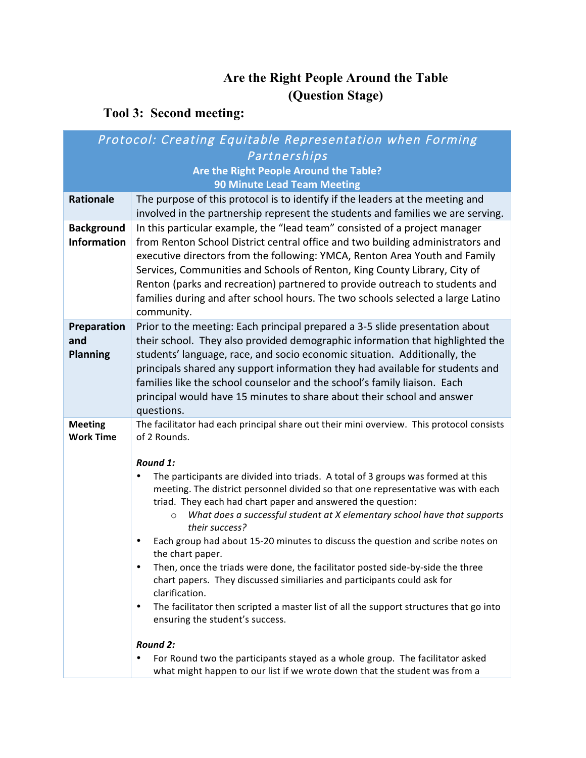# Are the Right People Around the Table (Question Stage)

## Tool 3: Second meeting:

| *Protocol: Creating Equitable Representation when Forming Partnerships*<br>**Are the Right People Around the Table?**<br>**90 Minute Lead Team Meeting** | |
|---|---|
| **Rationale** | The purpose of this protocol is to identify if the leaders at the meeting and involved in the partnership represent the students and families we are serving. |
| **Background Information** | In this particular example, the "lead team" consisted of a project manager from Renton School District central office and two building administrators and executive directors from the following: YMCA, Renton Area Youth and Family Services, Communities and Schools of Renton, King County Library, City of Renton (parks and recreation) partnered to provide outreach to students and families during and after school hours. The two schools selected a large Latino community. |
| **Preparation and Planning** | Prior to the meeting: Each principal prepared a 3-5 slide presentation about their school. They also provided demographic information that highlighted the students' language, race, and socio economic situation. Additionally, the principals shared any support information they had available for students and families like the school counselor and the school's family liaison. Each principal would have 15 minutes to share about their school and answer questions. |
| **Meeting Work Time** | The facilitator had each principal share out their mini overview. This protocol consists of 2 Rounds.<br><br>***Round 1:***<br>• The participants are divided into triads. A total of 3 groups was formed at this meeting. The district personnel divided so that one representative was with each triad. They each had chart paper and answered the question:<br>&nbsp;&nbsp;&nbsp;&nbsp;○ *What does a successful student at X elementary school have that supports their success?*<br>• Each group had about 15-20 minutes to discuss the question and scribe notes on the chart paper.<br>• Then, once the triads were done, the facilitator posted side-by-side the three chart papers. They discussed similiaries and participants could ask for clarification.<br>• The facilitator then scripted a master list of all the support structures that go into ensuring the student's success.<br><br>***Round 2:***<br>• For Round two the participants stayed as a whole group. The facilitator asked what might happen to our list if we wrote down that the student was from a |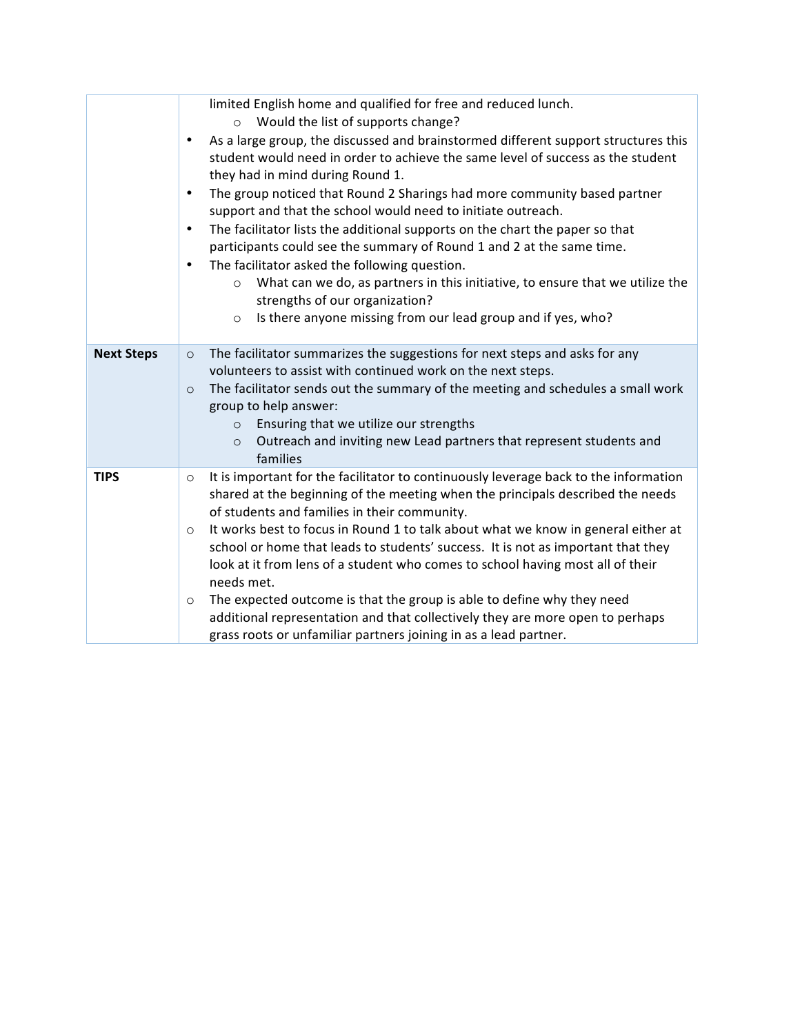| | |
|---|---|
| | limited English home and qualified for free and reduced lunch.<br>　◦ Would the list of supports change?<br>• As a large group, the discussed and brainstormed different support structures this student would need in order to achieve the same level of success as the student they had in mind during Round 1.<br>• The group noticed that Round 2 Sharings had more community based partner support and that the school would need to initiate outreach.<br>• The facilitator lists the additional supports on the chart the paper so that participants could see the summary of Round 1 and 2 at the same time.<br>• The facilitator asked the following question.<br>　◦ What can we do, as partners in this initiative, to ensure that we utilize the strengths of our organization?<br>　◦ Is there anyone missing from our lead group and if yes, who? |
| **Next Steps** | ◦ The facilitator summarizes the suggestions for next steps and asks for any volunteers to assist with continued work on the next steps.<br>◦ The facilitator sends out the summary of the meeting and schedules a small work group to help answer:<br>　◦ Ensuring that we utilize our strengths<br>　◦ Outreach and inviting new Lead partners that represent students and families |
| **TIPS** | ◦ It is important for the facilitator to continuously leverage back to the information shared at the beginning of the meeting when the principals described the needs of students and families in their community.<br>◦ It works best to focus in Round 1 to talk about what we know in general either at school or home that leads to students' success. It is not as important that they look at it from lens of a student who comes to school having most all of their needs met.<br>◦ The expected outcome is that the group is able to define why they need additional representation and that collectively they are more open to perhaps grass roots or unfamiliar partners joining in as a lead partner. |